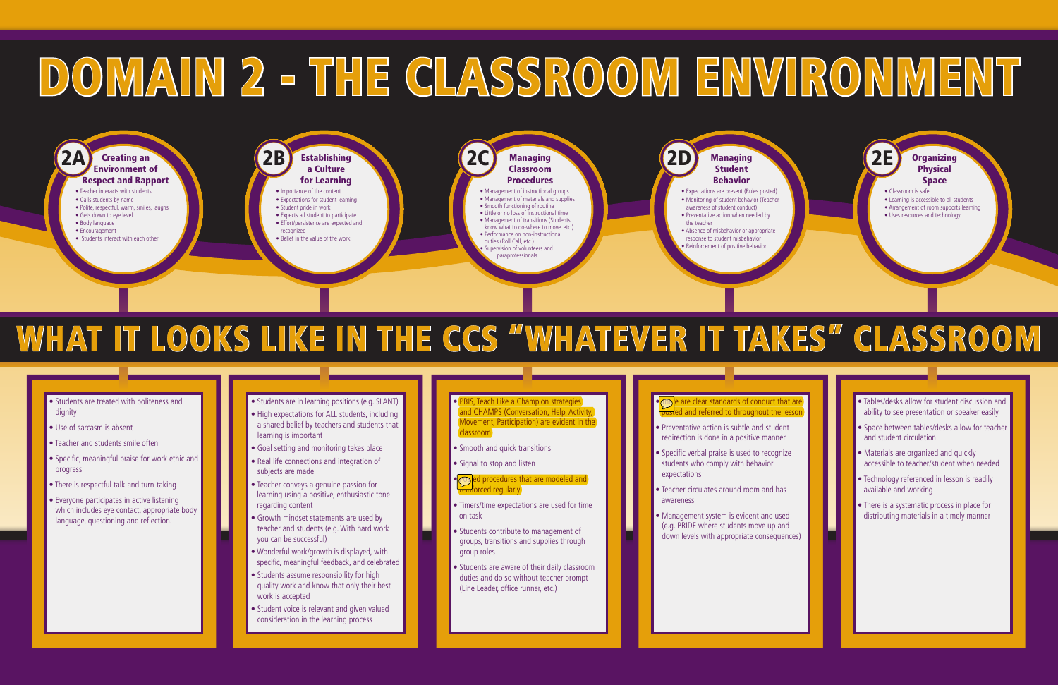# DOMAIN 2 - THE CLASSROOM ENVIRONMENT

## 2A Creating an Environment of Respect and Rapport

- Teacher interacts with students
- Calls students by name
- Polite, respectful, warm, smiles, laughs
- Gets down to eye level
- Body language
- Encouragement
- Students interact with each other

## 2B Establishing a Culture for Learning

- Importance of the content
- Expectations for student learning
- Student pride in work
- Expects all student to participate
- Effort/persistence are expected and recognized
- Belief in the value of the work

## 2C Managing Classroom Procedures

- Management of instructional groups
- Management of materials and supplies
- Smooth functioning of routine
- Little or no loss of instructional time
- Management of transitions (Students know what to do-where to move, etc.)
- Performance on non-instructional duties (Roll Call, etc.)
- Supervision of volunteers and paraprofessionals

## 2D Managing Student Behavior

- Expectations are present (Rules posted)
- Monitoring of student behavior (Teacher awareness of student conduct)
- Preventative action when needed by the teacher
- Absence of misbehavior or appropriate response to student misbehavior
- Reinforcement of positive behavior

## 2E Organizing Physical Space

- Classroom is safe
- Learning is accessible to all students
- Arrangement of room supports learning
- Uses resources and technology

# WHAT IT LOOKS LIKE IN THE CCS "WHATEVER IT TAKES" CLASSROOM

### 2A

- Students are treated with politeness and dignity
- Use of sarcasm is absent
- Teacher and students smile often
- Specific, meaningful praise for work ethic and progress
- There is respectful talk and turn-taking
- Everyone participates in active listening which includes eye contact, appropriate body language, questioning and reflection.

### 2B

- Students are in learning positions (e.g. SLANT)
- High expectations for ALL students, including a shared belief by teachers and students that learning is important
- Goal setting and monitoring takes place
- Real life connections and integration of subjects are made
- Teacher conveys a genuine passion for learning using a positive, enthusiastic tone regarding content
- Growth mindset statements are used by teacher and students (e.g. With hard work you can be successful)
- Wonderful work/growth is displayed, with specific, meaningful feedback, and celebrated
- Students assume responsibility for high quality work and know that only their best work is accepted
- Student voice is relevant and given valued consideration in the learning process

### 2C

- PBIS, Teach Like a Champion strategies and CHAMPS (Conversation, Help, Activity, Movement, Participation) are evident in the classroom
- Smooth and quick transitions
- Signal to stop and listen
- ...led procedures that are modeled and reinforced regularly
- Timers/time expectations are used for time on task
- Students contribute to management of groups, transitions and supplies through group roles
- Students are aware of their daily classroom duties and do so without teacher prompt (Line Leader, office runner, etc.)

### 2D

- ...e are clear standards of conduct that are posted and referred to throughout the lesson
- Preventative action is subtle and student redirection is done in a positive manner
- Specific verbal praise is used to recognize students who comply with behavior expectations
- Teacher circulates around room and has awareness
- Management system is evident and used (e.g. PRIDE where students move up and down levels with appropriate consequences)

### 2E

- Tables/desks allow for student discussion and ability to see presentation or speaker easily
- Space between tables/desks allow for teacher and student circulation
- Materials are organized and quickly accessible to teacher/student when needed
- Technology referenced in lesson is readily available and working
- There is a systematic process in place for distributing materials in a timely manner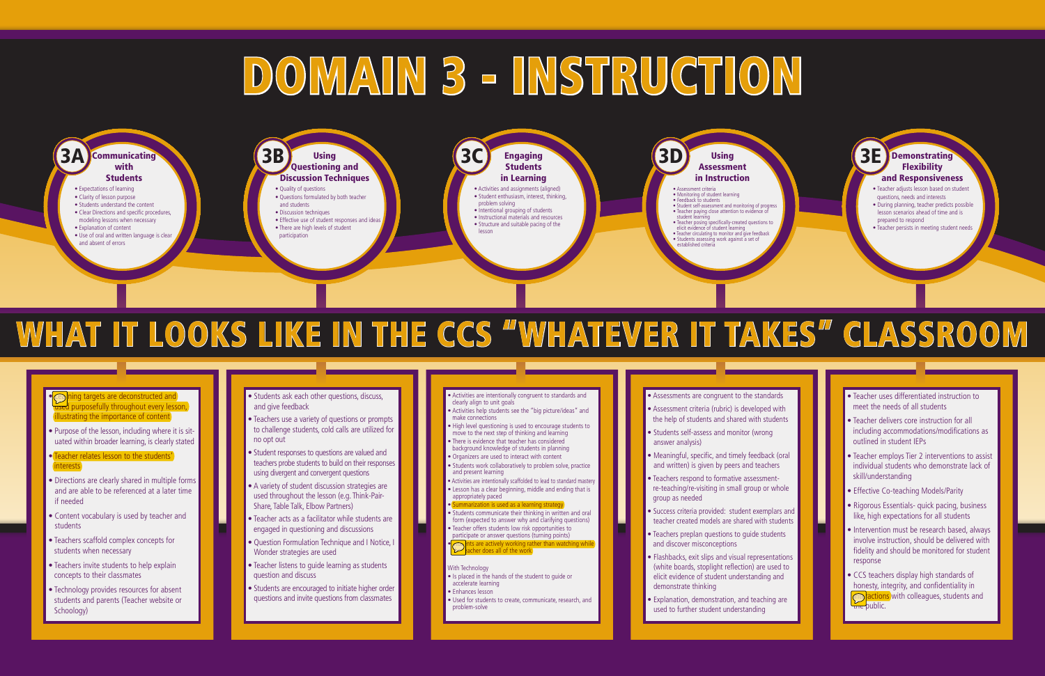# DOMAIN 3 - INSTRUCTION

## 3A Communicating with Students

- Expectations of learning
- Clarity of lesson purpose
- Students understand the content
- Clear Directions and specific procedures, modeling lessons when necessary
- Explanation of content
- Use of oral and written language is clear and absent of errors

## 3B Using Questioning and Discussion Techniques

- Quality of questions
- Questions formulated by both teacher and students
- Discussion techniques
- Effective use of student responses and ideas
- There are high levels of student participation

## 3C Engaging Students in Learning

- Activities and assignments (aligned)
- Student enthusiasm, interest, thinking, problem solving
- Intentional grouping of students
- Instructional materials and resources
- Structure and suitable pacing of the lesson

## 3D Using Assessment in Instruction

- Assessment criteria
- Monitoring of student learning
- Feedback to students
- Student self-assessment and monitoring of progress
- Teacher paying close attention to evidence of student learning
- Teacher posing specifically-created questions to elicit evidence of student learning
- Teacher circulating to monitor and give feedback
- Students assessing work against a set of established criteria

## 3E Demonstrating Flexibility and Responsiveness

- Teacher adjusts lesson based on student questions, needs and interests
- During planning, teacher predicts possible lesson scenarios ahead of time and is prepared to respond
- Teacher persists in meeting student needs

# WHAT IT LOOKS LIKE IN THE CCS "WHATEVER IT TAKES" CLASSROOM

### 3A

- Learning targets are deconstructed and used purposefully throughout every lesson, illustrating the importance of content
- Purpose of the lesson, including where it is situated within broader learning, is clearly stated
- Teacher relates lesson to the students' interests
- Directions are clearly shared in multiple forms and are able to be referenced at a later time if needed
- Content vocabulary is used by teacher and students
- Teachers scaffold complex concepts for students when necessary
- Teachers invite students to help explain concepts to their classmates
- Technology provides resources for absent students and parents (Teacher website or Schoology)

### 3B

- Students ask each other questions, discuss, and give feedback
- Teachers use a variety of questions or prompts to challenge students, cold calls are utilized for no opt out
- Student responses to questions are valued and teachers probe students to build on their responses using divergent and convergent questions
- A variety of student discussion strategies are used throughout the lesson (e.g. Think-Pair-Share, Table Talk, Elbow Partners)
- Teacher acts as a facilitator while students are engaged in questioning and discussions
- Question Formulation Technique and I Notice, I Wonder strategies are used
- Teacher listens to guide learning as students question and discuss
- Students are encouraged to initiate higher order questions and invite questions from classmates

### 3C

- Activities are intentionally congruent to standards and clearly align to unit goals
- Activities help students see the "big picture/ideas" and make connections
- High level questioning is used to encourage students to move to the next step of thinking and learning
- There is evidence that teacher has considered background knowledge of students in planning
- Organizers are used to interact with content
- Students work collaboratively to problem solve, practice and present learning
- Activities are intentionally scaffolded to lead to standard mastery
- Lesson has a clear beginning, middle and ending that is appropriately paced
- Summarization is used as a learning strategy
- Students communicate their thinking in written and oral form (expected to answer why and clarifying questions)
- Teacher offers students low risk opportunities to participate or answer questions (turning points)
- Students are actively working rather than watching while teacher does all of the work

With Technology

- Is placed in the hands of the student to guide or accelerate learning
- Enhances lesson
- Used for students to create, communicate, research, and problem-solve

### 3D

- Assessments are congruent to the standards
- Assessment criteria (rubric) is developed with the help of students and shared with students
- Students self-assess and monitor (wrong answer analysis)
- Meaningful, specific, and timely feedback (oral and written) is given by peers and teachers
- Teachers respond to formative assessment-re-teaching/re-visiting in small group or whole group as needed
- Success criteria provided: student exemplars and teacher created models are shared with students
- Teachers preplan questions to guide students and discover misconceptions
- Flashbacks, exit slips and visual representations (white boards, stoplight reflection) are used to elicit evidence of student understanding and demonstrate thinking
- Explanation, demonstration, and teaching are used to further student understanding

### 3E

- Teacher uses differentiated instruction to meet the needs of all students
- Teacher delivers core instruction for all including accommodations/modifications as outlined in student IEPs
- Teacher employs Tier 2 interventions to assist individual students who demonstrate lack of skill/understanding
- Effective Co-teaching Models/Parity
- Rigorous Essentials- quick pacing, business like, high expectations for all students
- Intervention must be research based, always involve instruction, should be delivered with fidelity and should be monitored for student response
- CCS teachers display high standards of honesty, integrity, and confidentiality in interactions with colleagues, students and the public.